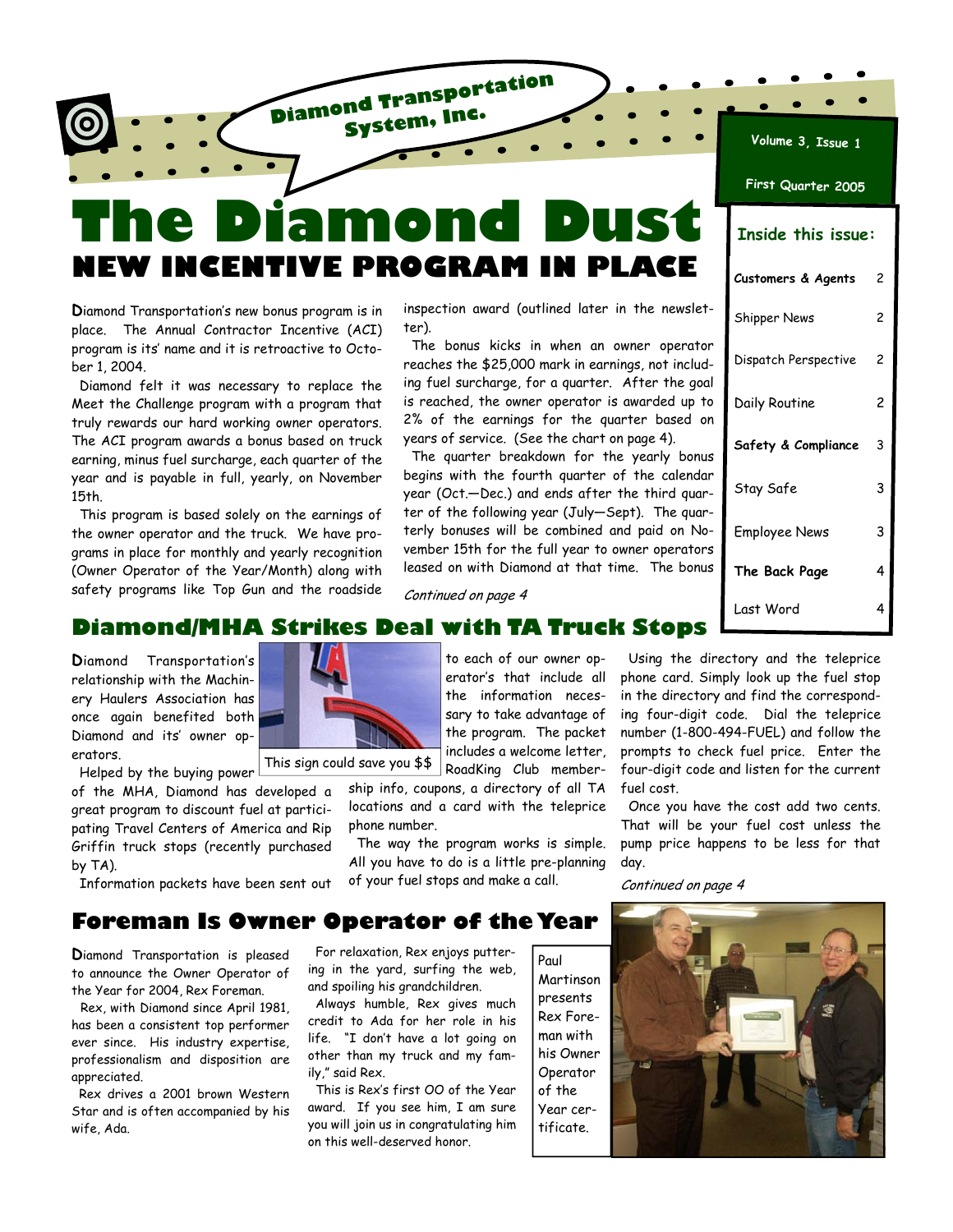Diamond Transportation System, Inc.

# The Diamond Dust

Volume 3, Issue 1

First Quarter 2005

**Inside this issue:**

| | |
|---|---|
| **Customers & Agents** | 2 |
| Shipper News | 2 |
| Dispatch Perspective | 2 |
| Daily Routine | 2 |
| **Safety & Compliance** | 3 |
| Stay Safe | 3 |
| Employee News | 3 |
| **The Back Page** | 4 |
| Last Word | 4 |

## NEW INCENTIVE PROGRAM IN PLACE

Diamond Transportation's new bonus program is in place. The Annual Contractor Incentive (ACI) program is its' name and it is retroactive to October 1, 2004.

Diamond felt it was necessary to replace the Meet the Challenge program with a program that truly rewards our hard working owner operators. The ACI program awards a bonus based on truck earning, minus fuel surcharge, each quarter of the year and is payable in full, yearly, on November 15th.

This program is based solely on the earnings of the owner operator and the truck. We have programs in place for monthly and yearly recognition (Owner Operator of the Year/Month) along with safety programs like Top Gun and the roadside inspection award (outlined later in the newsletter).

The bonus kicks in when an owner operator reaches the $25,000 mark in earnings, not including fuel surcharge, for a quarter. After the goal is reached, the owner operator is awarded up to 2% of the earnings for the quarter based on years of service. (See the chart on page 4).

The quarter breakdown for the yearly bonus begins with the fourth quarter of the calendar year (Oct.—Dec.) and ends after the third quarter of the following year (July—Sept). The quarterly bonuses will be combined and paid on November 15th for the full year to owner operators leased on with Diamond at that time. The bonus

*Continued on page 4*

## Diamond/MHA Strikes Deal with TA Truck Stops

Diamond Transportation's relationship with the Machinery Haulers Association has once again benefited both Diamond and its' owner operators.

Helped by the buying power of the MHA, Diamond has developed a great program to discount fuel at participating Travel Centers of America and Rip Griffin truck stops (recently purchased by TA).

Information packets have been sent out to each of our owner operator's that include all the information necessary to take advantage of the program. The packet includes a welcome letter, RoadKing Club membership info, coupons, a directory of all TA locations and a card with the teleprice phone number.

This sign could save you $$

The way the program works is simple. All you have to do is a little pre-planning of your fuel stops and make a call.

Using the directory and the teleprice phone card. Simply look up the fuel stop in the directory and find the corresponding four-digit code. Dial the teleprice number (1-800-494-FUEL) and follow the prompts to check fuel price. Enter the four-digit code and listen for the current fuel cost.

Once you have the cost add two cents. That will be your fuel cost unless the pump price happens to be less for that day.

*Continued on page 4*

## Foreman Is Owner Operator of the Year

Diamond Transportation is pleased to announce the Owner Operator of the Year for 2004, Rex Foreman.

Rex, with Diamond since April 1981, has been a consistent top performer ever since. His industry expertise, professionalism and disposition are appreciated.

Rex drives a 2001 brown Western Star and is often accompanied by his wife, Ada.

For relaxation, Rex enjoys puttering in the yard, surfing the web, and spoiling his grandchildren.

Always humble, Rex gives much credit to Ada for her role in his life. "I don't have a lot going on other than my truck and my family," said Rex.

This is Rex's first OO of the Year award. If you see him, I am sure you will join us in congratulating him on this well-deserved honor.

Paul Martinson presents Rex Foreman with his Owner Operator of the Year certificate.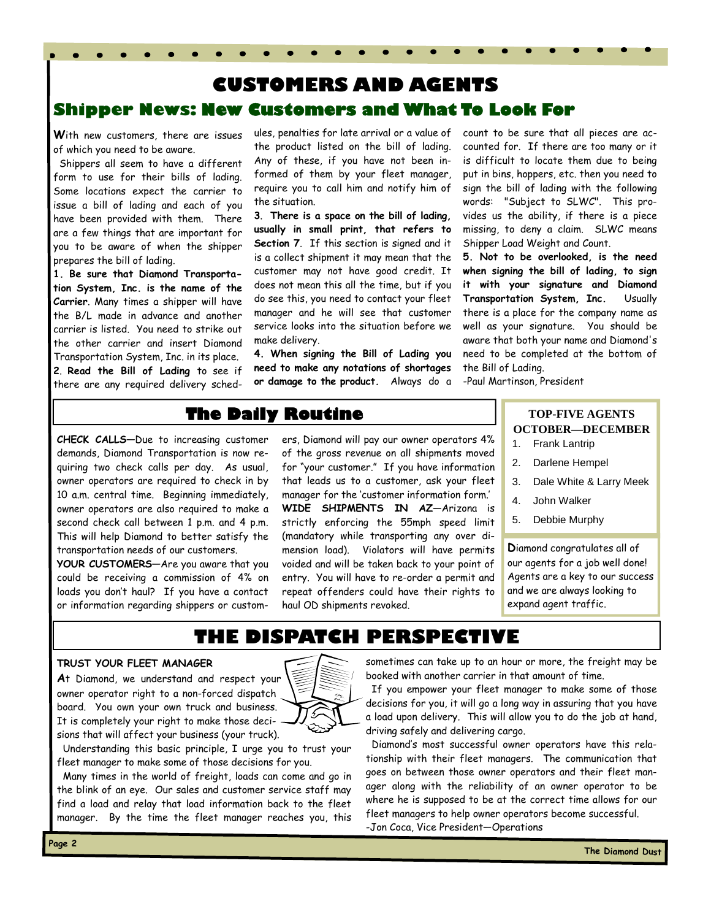# CUSTOMERS AND AGENTS

## Shipper News: New Customers and What To Look For

With new customers, there are issues of which you need to be aware.

Shippers all seem to have a different form to use for their bills of lading. Some locations expect the carrier to issue a bill of lading and each of you have been provided with them. There are a few things that are important for you to be aware of when the shipper prepares the bill of lading.

**1. Be sure that Diamond Transportation System, Inc. is the name of the Carrier**. Many times a shipper will have the B/L made in advance and another carrier is listed. You need to strike out the other carrier and insert Diamond Transportation System, Inc. in its place.

**2. Read the Bill of Lading** to see if there are any required delivery schedules, penalties for late arrival or a value of the product listed on the bill of lading. Any of these, if you have not been informed of them by your fleet manager, require you to call him and notify him of the situation.

**3. There is a space on the bill of lading, usually in small print, that refers to Section 7**. If this section is signed and it is a collect shipment it may mean that the customer may not have good credit. It does not mean this all the time, but if you do see this, you need to contact your fleet manager and he will see that customer service looks into the situation before we make delivery.

**4. When signing the Bill of Lading you need to make any notations of shortages or damage to the product.** Always do a count to be sure that all pieces are accounted for. If there are too many or it is difficult to locate them due to being put in bins, hoppers, etc. then you need to sign the bill of lading with the following words: "Subject to SLWC". This provides us the ability, if there is a piece missing, to deny a claim. SLWC means Shipper Load Weight and Count.

**5. Not to be overlooked, is the need when signing the bill of lading, to sign it with your signature and Diamond Transportation System, Inc.** Usually there is a place for the company name as well as your signature. You should be aware that both your name and Diamond's need to be completed at the bottom of the Bill of Lading.

-Paul Martinson, President

## The Daily Routine

**CHECK CALLS**—Due to increasing customer demands, Diamond Transportation is now requiring two check calls per day. As usual, owner operators are required to check in by 10 a.m. central time. Beginning immediately, owner operators are also required to make a second check call between 1 p.m. and 4 p.m. This will help Diamond to better satisfy the transportation needs of our customers.

**YOUR CUSTOMERS**—Are you aware that you could be receiving a commission of 4% on loads you don't haul? If you have a contact or information regarding shippers or customers, Diamond will pay our owner operators 4% of the gross revenue on all shipments moved for "your customer." If you have information that leads us to a customer, ask your fleet manager for the 'customer information form.'

**WIDE SHIPMENTS IN AZ**—Arizona is strictly enforcing the 55mph speed limit (mandatory while transporting any over dimension load). Violators will have permits voided and will be taken back to your point of entry. You will have to re-order a permit and repeat offenders could have their rights to haul OD shipments revoked.

### TOP-FIVE AGENTS OCTOBER—DECEMBER

1. Frank Lantrip
2. Darlene Hempel
3. Dale White & Larry Meek
4. John Walker
5. Debbie Murphy

Diamond congratulates all of our agents for a job well done! Agents are a key to our success and we are always looking to expand agent traffic.

# THE DISPATCH PERSPECTIVE

**TRUST YOUR FLEET MANAGER**

At Diamond, we understand and respect your owner operator right to a non-forced dispatch board. You own your own truck and business. It is completely your right to make those decisions that will affect your business (your truck).

Understanding this basic principle, I urge you to trust your fleet manager to make some of those decisions for you.

Many times in the world of freight, loads can come and go in the blink of an eye. Our sales and customer service staff may find a load and relay that load information back to the fleet manager. By the time the fleet manager reaches you, this sometimes can take up to an hour or more, the freight may be booked with another carrier in that amount of time.

If you empower your fleet manager to make some of those decisions for you, it will go a long way in assuring that you have a load upon delivery. This will allow you to do the job at hand, driving safely and delivering cargo.

Diamond's most successful owner operators have this relationship with their fleet managers. The communication that goes on between those owner operators and their fleet manager along with the reliability of an owner operator to be where he is supposed to be at the correct time allows for our fleet managers to help owner operators become successful.

-Jon Coca, Vice President—Operations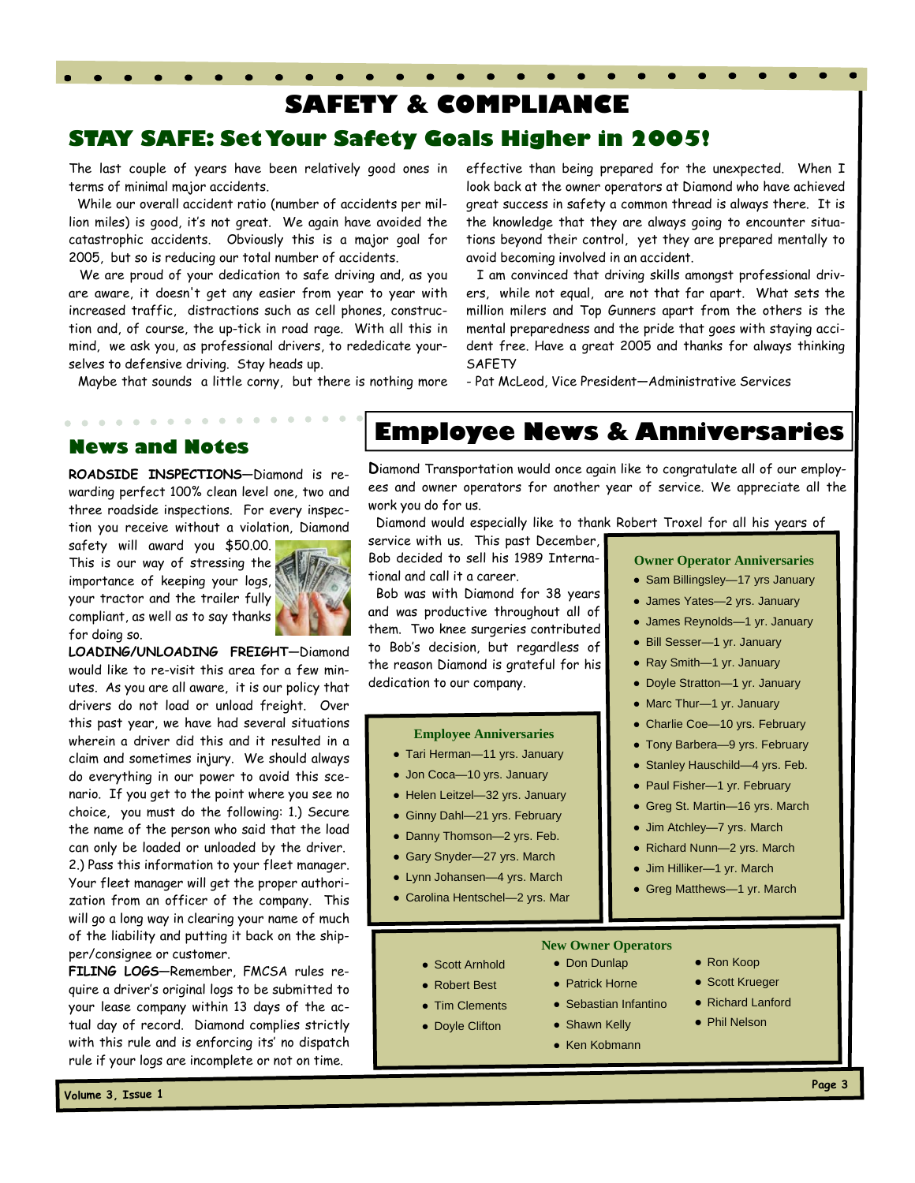# SAFETY & COMPLIANCE

## STAY SAFE: Set Your Safety Goals Higher in 2005!

The last couple of years have been relatively good ones in terms of minimal major accidents.

While our overall accident ratio (number of accidents per million miles) is good, it's not great. We again have avoided the catastrophic accidents. Obviously this is a major goal for 2005, but so is reducing our total number of accidents.

We are proud of your dedication to safe driving and, as you are aware, it doesn't get any easier from year to year with increased traffic, distractions such as cell phones, construction and, of course, the up-tick in road rage. With all this in mind, we ask you, as professional drivers, to rededicate yourselves to defensive driving. Stay heads up.

Maybe that sounds a little corny, but there is nothing more effective than being prepared for the unexpected. When I look back at the owner operators at Diamond who have achieved great success in safety a common thread is always there. It is the knowledge that they are always going to encounter situations beyond their control, yet they are prepared mentally to avoid becoming involved in an accident.

I am convinced that driving skills amongst professional drivers, while not equal, are not that far apart. What sets the million milers and Top Gunners apart from the others is the mental preparedness and the pride that goes with staying accident free. Have a great 2005 and thanks for always thinking SAFETY

- Pat McLeod, Vice President—Administrative Services

## News and Notes

**ROADSIDE INSPECTIONS**—Diamond is rewarding perfect 100% clean level one, two and three roadside inspections. For every inspection you receive without a violation, Diamond safety will award you $50.00. This is our way of stressing the importance of keeping your logs, your tractor and the trailer fully compliant, as well as to say thanks for doing so.

**LOADING/UNLOADING FREIGHT**—Diamond would like to re-visit this area for a few minutes. As you are all aware, it is our policy that drivers do not load or unload freight. Over this past year, we have had several situations wherein a driver did this and it resulted in a claim and sometimes injury. We should always do everything in our power to avoid this scenario. If you get to the point where you see no choice, you must do the following: 1.) Secure the name of the person who said that the load can only be loaded or unloaded by the driver. 2.) Pass this information to your fleet manager. Your fleet manager will get the proper authorization from an officer of the company. This will go a long way in clearing your name of much of the liability and putting it back on the shipper/consignee or customer.

**FILING LOGS**—Remember, FMCSA rules require a driver's original logs to be submitted to your lease company within 13 days of the actual day of record. Diamond complies strictly with this rule and is enforcing its' no dispatch rule if your logs are incomplete or not on time.

## Employee News & Anniversaries

**D**iamond Transportation would once again like to congratulate all of our employees and owner operators for another year of service. We appreciate all the work you do for us.

Diamond would especially like to thank Robert Troxel for all his years of service with us. This past December, Bob decided to sell his 1989 International and call it a career.

Bob was with Diamond for 38 years and was productive throughout all of them. Two knee surgeries contributed to Bob's decision, but regardless of the reason Diamond is grateful for his dedication to our company.

### Employee Anniversaries

- Tari Herman—11 yrs. January
- Jon Coca—10 yrs. January
- Helen Leitzel—32 yrs. January
- Ginny Dahl—21 yrs. February
- Danny Thomson—2 yrs. Feb.
- Gary Snyder—27 yrs. March
- Lynn Johansen—4 yrs. March
- Carolina Hentschel—2 yrs. Mar

### Owner Operator Anniversaries

- Sam Billingsley—17 yrs January
- James Yates—2 yrs. January
- James Reynolds—1 yr. January
- Bill Sesser—1 yr. January
- Ray Smith—1 yr. January
- Doyle Stratton—1 yr. January
- Marc Thur—1 yr. January
- Charlie Coe—10 yrs. February
- Tony Barbera—9 yrs. February
- Stanley Hauschild—4 yrs. Feb.
- Paul Fisher—1 yr. February
- Greg St. Martin—16 yrs. March
- Jim Atchley—7 yrs. March
- Richard Nunn—2 yrs. March
- Jim Hilliker—1 yr. March
- Greg Matthews—1 yr. March

### New Owner Operators

- Scott Arnhold
- Robert Best
- Tim Clements
- Doyle Clifton
- Don Dunlap
- Patrick Horne
- Sebastian Infantino
- Shawn Kelly
- Ken Kobmann
- Ron Koop
- Scott Krueger
- Richard Lanford
- Phil Nelson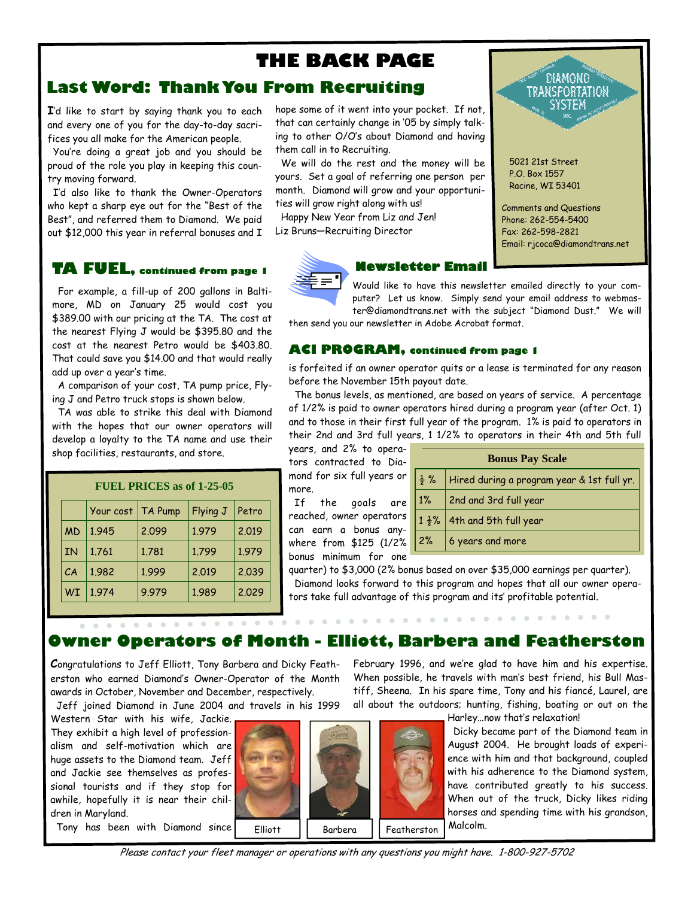# THE BACK PAGE

## Last Word: Thank You From Recruiting

I'd like to start by saying thank you to each and every one of you for the day-to-day sacrifices you all make for the American people.

You're doing a great job and you should be proud of the role you play in keeping this country moving forward.

I'd also like to thank the Owner-Operators who kept a sharp eye out for the "Best of the Best", and referred them to Diamond. We paid out $12,000 this year in referral bonuses and I hope some of it went into your pocket. If not, that can certainly change in '05 by simply talking to other O/O's about Diamond and having them call in to Recruiting.

We will do the rest and the money will be yours. Set a goal of referring one person per month. Diamond will grow and your opportunities will grow right along with us!

Happy New Year from Liz and Jen!
Liz Bruns—Recruiting Director

DIAMOND TRANSPORTATION SYSTEM INC.

5021 21st Street
P.O. Box 1557
Racine, WI 53401

Comments and Questions
Phone: 262-554-5400
Fax: 262-598-2821
Email: rjcoca@diamondtrans.net

## TA FUEL, continued from page 1

For example, a fill-up of 200 gallons in Baltimore, MD on January 25 would cost you $389.00 with our pricing at the TA. The cost at the nearest Flying J would be $395.80 and the cost at the nearest Petro would be $403.80. That could save you $14.00 and that would really add up over a year's time.

A comparison of your cost, TA pump price, Flying J and Petro truck stops is shown below.

TA was able to strike this deal with Diamond with the hopes that our owner operators will develop a loyalty to the TA name and use their shop facilities, restaurants, and store.

**FUEL PRICES as of 1-25-05**

| | Your cost | TA Pump | Flying J | Petro |
|---|---|---|---|---|
| MD | 1.945 | 2.099 | 1.979 | 2.019 |
| IN | 1.761 | 1.781 | 1.799 | 1.979 |
| CA | 1.982 | 1.999 | 2.019 | 2.039 |
| WI | 1.974 | 9.979 | 1.989 | 2.029 |

## Newsletter Email

Would like to have this newsletter emailed directly to your computer? Let us know. Simply send your email address to webmaster@diamondtrans.net with the subject "Diamond Dust." We will then send you our newsletter in Adobe Acrobat format.

## ACI PROGRAM, continued from page 1

is forfeited if an owner operator quits or a lease is terminated for any reason before the November 15th payout date.

The bonus levels, as mentioned, are based on years of service. A percentage of 1/2% is paid to owner operators hired during a program year (after Oct. 1) and to those in their first full year of the program. 1% is paid to operators in their 2nd and 3rd full years, 1 1/2% to operators in their 4th and 5th full years, and 2% to operators contracted to Diamond for six full years or more.

If the goals are reached, owner operators can earn a bonus anywhere from $125 (1/2% bonus minimum for one quarter) to $3,000 (2% bonus based on over $35,000 earnings per quarter).

**Bonus Pay Scale**

| | |
|---|---|
| ½ % | Hired during a program year & 1st full yr. |
| 1% | 2nd and 3rd full year |
| 1 ½% | 4th and 5th full year |
| 2% | 6 years and more |

Diamond looks forward to this program and hopes that all our owner operators take full advantage of this program and its' profitable potential.

## Owner Operators of Month - Elliott, Barbera and Featherston

Congratulations to Jeff Elliott, Tony Barbera and Dicky Featherston who earned Diamond's Owner-Operator of the Month awards in October, November and December, respectively.

Jeff joined Diamond in June 2004 and travels in his 1999 Western Star with his wife, Jackie. They exhibit a high level of professionalism and self-motivation which are huge assets to the Diamond team. Jeff and Jackie see themselves as professional tourists and if they stop for awhile, hopefully it is near their children in Maryland.

Tony has been with Diamond since February 1996, and we're glad to have him and his expertise. When possible, he travels with man's best friend, his Bull Mastiff, Sheena. In his spare time, Tony and his fiancé, Laurel, are all about the outdoors; hunting, fishing, boating or out on the Harley…now that's relaxation!

Dicky became part of the Diamond team in August 2004. He brought loads of experience with him and that background, coupled with his adherence to the Diamond system, have contributed greatly to his success. When out of the truck, Dicky likes riding horses and spending time with his grandson, Malcolm.

Elliott

Barbera

Featherston

*Please contact your fleet manager or operations with any questions you might have. 1-800-927-5702*